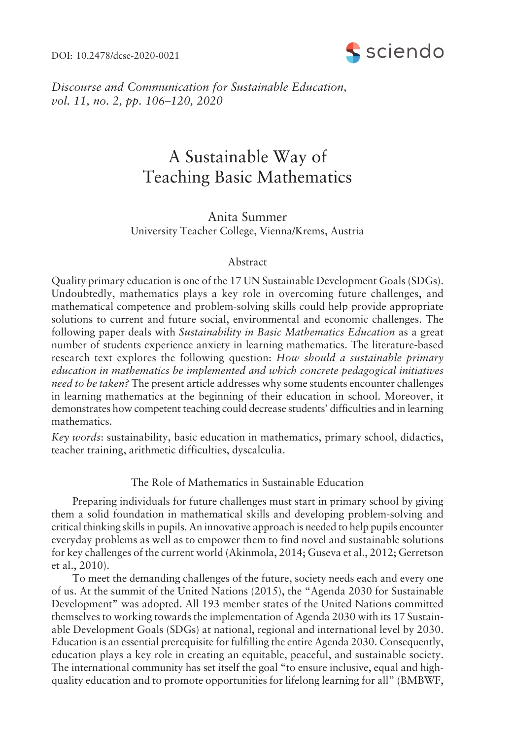DOI: 10.2478/dcse-2020-0021

*Discourse and Communication for Sustainable Education, vol. 11, no. 2, pp. 106–120, 2020*

# A Sustainable Way of Teaching Basic Mathematics

Anita Summer
University Teacher College, Vienna/Krems, Austria

## Abstract

Quality primary education is one of the 17 UN Sustainable Development Goals (SDGs). Undoubtedly, mathematics plays a key role in overcoming future challenges, and mathematical competence and problem-solving skills could help provide appropriate solutions to current and future social, environmental and economic challenges. The following paper deals with *Sustainability in Basic Mathematics Education* as a great number of students experience anxiety in learning mathematics. The literature-based research text explores the following question: *How should a sustainable primary education in mathematics be implemented and which concrete pedagogical initiatives need to be taken?* The present article addresses why some students encounter challenges in learning mathematics at the beginning of their education in school. Moreover, it demonstrates how competent teaching could decrease students' difficulties and in learning mathematics.

*Key words*: sustainability, basic education in mathematics, primary school, didactics, teacher training, arithmetic difficulties, dyscalculia.

## The Role of Mathematics in Sustainable Education

Preparing individuals for future challenges must start in primary school by giving them a solid foundation in mathematical skills and developing problem-solving and critical thinking skills in pupils. An innovative approach is needed to help pupils encounter everyday problems as well as to empower them to find novel and sustainable solutions for key challenges of the current world (Akinmola, 2014; Guseva et al., 2012; Gerretson et al., 2010).

To meet the demanding challenges of the future, society needs each and every one of us. At the summit of the United Nations (2015), the "Agenda 2030 for Sustainable Development" was adopted. All 193 member states of the United Nations committed themselves to working towards the implementation of Agenda 2030 with its 17 Sustainable Development Goals (SDGs) at national, regional and international level by 2030. Education is an essential prerequisite for fulfilling the entire Agenda 2030. Consequently, education plays a key role in creating an equitable, peaceful, and sustainable society. The international community has set itself the goal "to ensure inclusive, equal and high-quality education and to promote opportunities for lifelong learning for all" (BMBWF,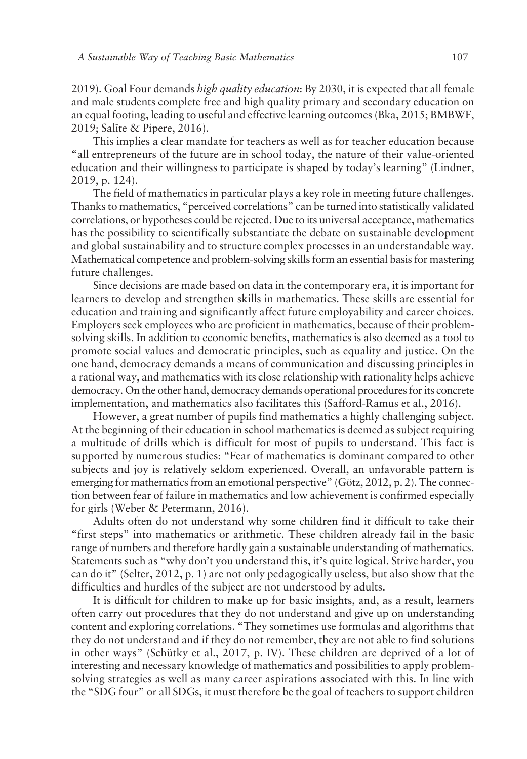2019). Goal Four demands *high quality education*: By 2030, it is expected that all female and male students complete free and high quality primary and secondary education on an equal footing, leading to useful and effective learning outcomes (Bka, 2015; BMBWF, 2019; Salīte & Pipere, 2016).

This implies a clear mandate for teachers as well as for teacher education because "all entrepreneurs of the future are in school today, the nature of their value-oriented education and their willingness to participate is shaped by today's learning" (Lindner, 2019, p. 124).

The field of mathematics in particular plays a key role in meeting future challenges. Thanks to mathematics, "perceived correlations" can be turned into statistically validated correlations, or hypotheses could be rejected. Due to its universal acceptance, mathematics has the possibility to scientifically substantiate the debate on sustainable development and global sustainability and to structure complex processes in an understandable way. Mathematical competence and problem-solving skills form an essential basis for mastering future challenges.

Since decisions are made based on data in the contemporary era, it is important for learners to develop and strengthen skills in mathematics. These skills are essential for education and training and significantly affect future employability and career choices. Employers seek employees who are proficient in mathematics, because of their problem-solving skills. In addition to economic benefits, mathematics is also deemed as a tool to promote social values and democratic principles, such as equality and justice. On the one hand, democracy demands a means of communication and discussing principles in a rational way, and mathematics with its close relationship with rationality helps achieve democracy. On the other hand, democracy demands operational procedures for its concrete implementation, and mathematics also facilitates this (Safford-Ramus et al., 2016).

However, a great number of pupils find mathematics a highly challenging subject. At the beginning of their education in school mathematics is deemed as subject requiring a multitude of drills which is difficult for most of pupils to understand. This fact is supported by numerous studies: "Fear of mathematics is dominant compared to other subjects and joy is relatively seldom experienced. Overall, an unfavorable pattern is emerging for mathematics from an emotional perspective" (Götz, 2012, p. 2). The connection between fear of failure in mathematics and low achievement is confirmed especially for girls (Weber & Petermann, 2016).

Adults often do not understand why some children find it difficult to take their "first steps" into mathematics or arithmetic. These children already fail in the basic range of numbers and therefore hardly gain a sustainable understanding of mathematics. Statements such as "why don't you understand this, it's quite logical. Strive harder, you can do it" (Selter, 2012, p. 1) are not only pedagogically useless, but also show that the difficulties and hurdles of the subject are not understood by adults.

It is difficult for children to make up for basic insights, and, as a result, learners often carry out procedures that they do not understand and give up on understanding content and exploring correlations. "They sometimes use formulas and algorithms that they do not understand and if they do not remember, they are not able to find solutions in other ways" (Schütky et al., 2017, p. IV). These children are deprived of a lot of interesting and necessary knowledge of mathematics and possibilities to apply problem-solving strategies as well as many career aspirations associated with this. In line with the "SDG four" or all SDGs, it must therefore be the goal of teachers to support children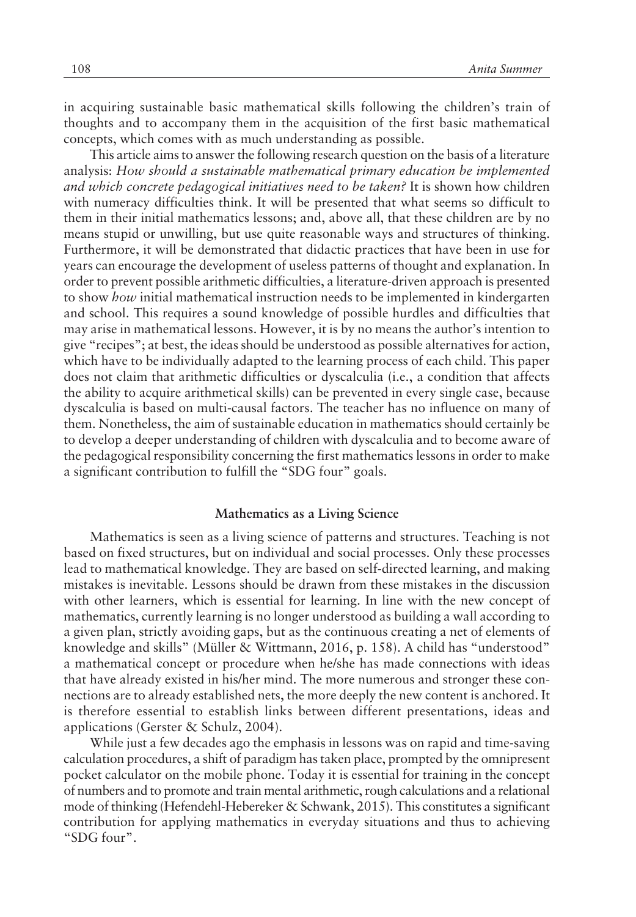in acquiring sustainable basic mathematical skills following the children's train of thoughts and to accompany them in the acquisition of the first basic mathematical concepts, which comes with as much understanding as possible.

This article aims to answer the following research question on the basis of a literature analysis: *How should a sustainable mathematical primary education be implemented and which concrete pedagogical initiatives need to be taken?* It is shown how children with numeracy difficulties think. It will be presented that what seems so difficult to them in their initial mathematics lessons; and, above all, that these children are by no means stupid or unwilling, but use quite reasonable ways and structures of thinking. Furthermore, it will be demonstrated that didactic practices that have been in use for years can encourage the development of useless patterns of thought and explanation. In order to prevent possible arithmetic difficulties, a literature-driven approach is presented to show *how* initial mathematical instruction needs to be implemented in kindergarten and school. This requires a sound knowledge of possible hurdles and difficulties that may arise in mathematical lessons. However, it is by no means the author's intention to give "recipes"; at best, the ideas should be understood as possible alternatives for action, which have to be individually adapted to the learning process of each child. This paper does not claim that arithmetic difficulties or dyscalculia (i.e., a condition that affects the ability to acquire arithmetical skills) can be prevented in every single case, because dyscalculia is based on multi-causal factors. The teacher has no influence on many of them. Nonetheless, the aim of sustainable education in mathematics should certainly be to develop a deeper understanding of children with dyscalculia and to become aware of the pedagogical responsibility concerning the first mathematics lessons in order to make a significant contribution to fulfill the "SDG four" goals.

## Mathematics as a Living Science

Mathematics is seen as a living science of patterns and structures. Teaching is not based on fixed structures, but on individual and social processes. Only these processes lead to mathematical knowledge. They are based on self-directed learning, and making mistakes is inevitable. Lessons should be drawn from these mistakes in the discussion with other learners, which is essential for learning. In line with the new concept of mathematics, currently learning is no longer understood as building a wall according to a given plan, strictly avoiding gaps, but as the continuous creating a net of elements of knowledge and skills" (Müller & Wittmann, 2016, p. 158). A child has "understood" a mathematical concept or procedure when he/she has made connections with ideas that have already existed in his/her mind. The more numerous and stronger these connections are to already established nets, the more deeply the new content is anchored. It is therefore essential to establish links between different presentations, ideas and applications (Gerster & Schulz, 2004).

While just a few decades ago the emphasis in lessons was on rapid and time-saving calculation procedures, a shift of paradigm has taken place, prompted by the omnipresent pocket calculator on the mobile phone. Today it is essential for training in the concept of numbers and to promote and train mental arithmetic, rough calculations and a relational mode of thinking (Hefendehl-Hebereker & Schwank, 2015). This constitutes a significant contribution for applying mathematics in everyday situations and thus to achieving "SDG four".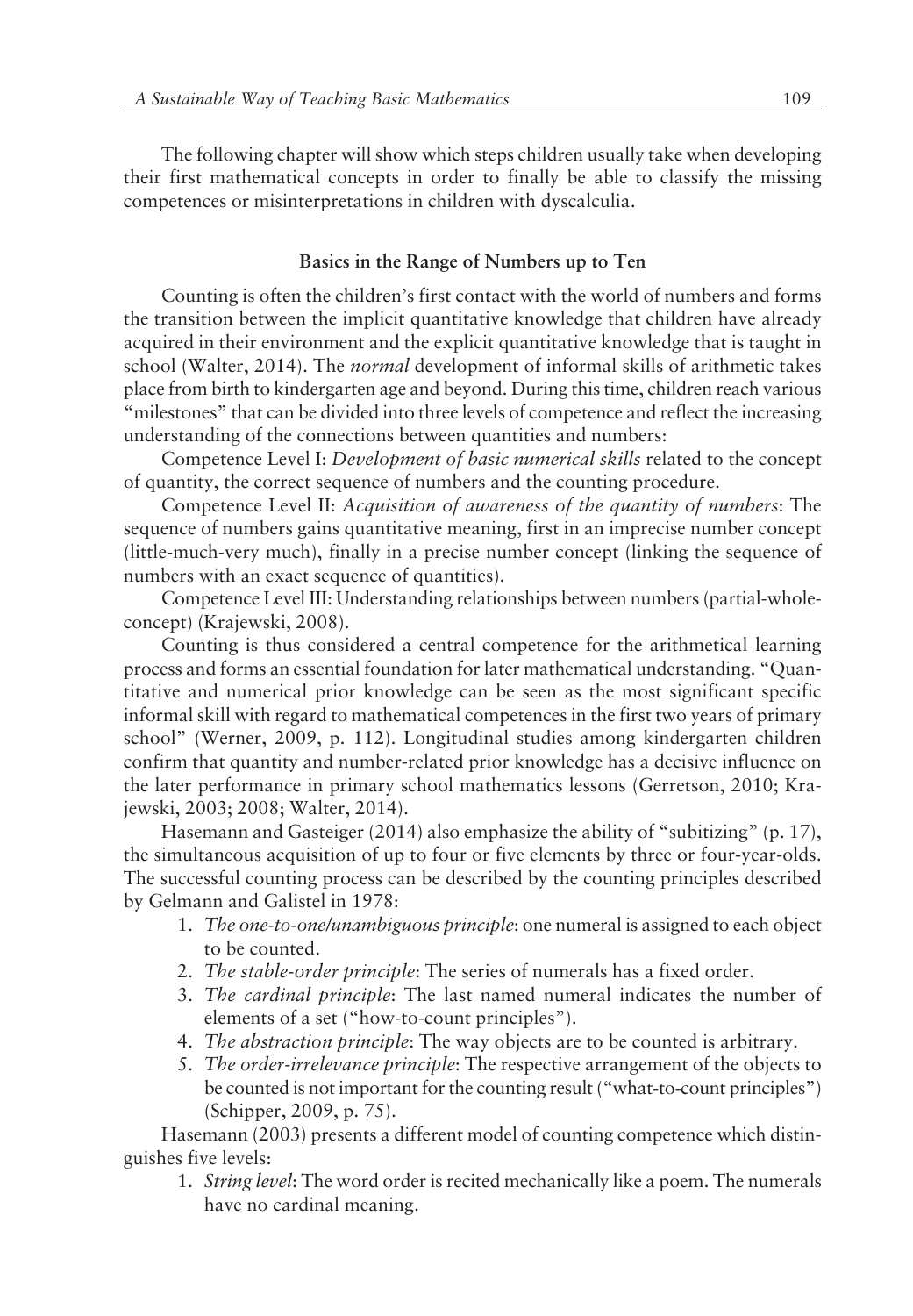The following chapter will show which steps children usually take when developing their first mathematical concepts in order to finally be able to classify the missing competences or misinterpretations in children with dyscalculia.

### Basics in the Range of Numbers up to Ten

Counting is often the children's first contact with the world of numbers and forms the transition between the implicit quantitative knowledge that children have already acquired in their environment and the explicit quantitative knowledge that is taught in school (Walter, 2014). The *normal* development of informal skills of arithmetic takes place from birth to kindergarten age and beyond. During this time, children reach various "milestones" that can be divided into three levels of competence and reflect the increasing understanding of the connections between quantities and numbers:

Competence Level I: *Development of basic numerical skills* related to the concept of quantity, the correct sequence of numbers and the counting procedure.

Competence Level II: *Acquisition of awareness of the quantity of numbers*: The sequence of numbers gains quantitative meaning, first in an imprecise number concept (little-much-very much), finally in a precise number concept (linking the sequence of numbers with an exact sequence of quantities).

Competence Level III: Understanding relationships between numbers (partial-whole-concept) (Krajewski, 2008).

Counting is thus considered a central competence for the arithmetical learning process and forms an essential foundation for later mathematical understanding. "Quantitative and numerical prior knowledge can be seen as the most significant specific informal skill with regard to mathematical competences in the first two years of primary school" (Werner, 2009, p. 112). Longitudinal studies among kindergarten children confirm that quantity and number-related prior knowledge has a decisive influence on the later performance in primary school mathematics lessons (Gerretson, 2010; Krajewski, 2003; 2008; Walter, 2014).

Hasemann and Gasteiger (2014) also emphasize the ability of "subitizing" (p. 17), the simultaneous acquisition of up to four or five elements by three or four-year-olds. The successful counting process can be described by the counting principles described by Gelmann and Galistel in 1978:

1. *The one-to-one/unambiguous principle*: one numeral is assigned to each object to be counted.
2. *The stable-order principle*: The series of numerals has a fixed order.
3. *The cardinal principle*: The last named numeral indicates the number of elements of a set ("how-to-count principles").
4. *The abstraction principle*: The way objects are to be counted is arbitrary.
5. *The order-irrelevance principle*: The respective arrangement of the objects to be counted is not important for the counting result ("what-to-count principles") (Schipper, 2009, p. 75).

Hasemann (2003) presents a different model of counting competence which distinguishes five levels:

1. *String level*: The word order is recited mechanically like a poem. The numerals have no cardinal meaning.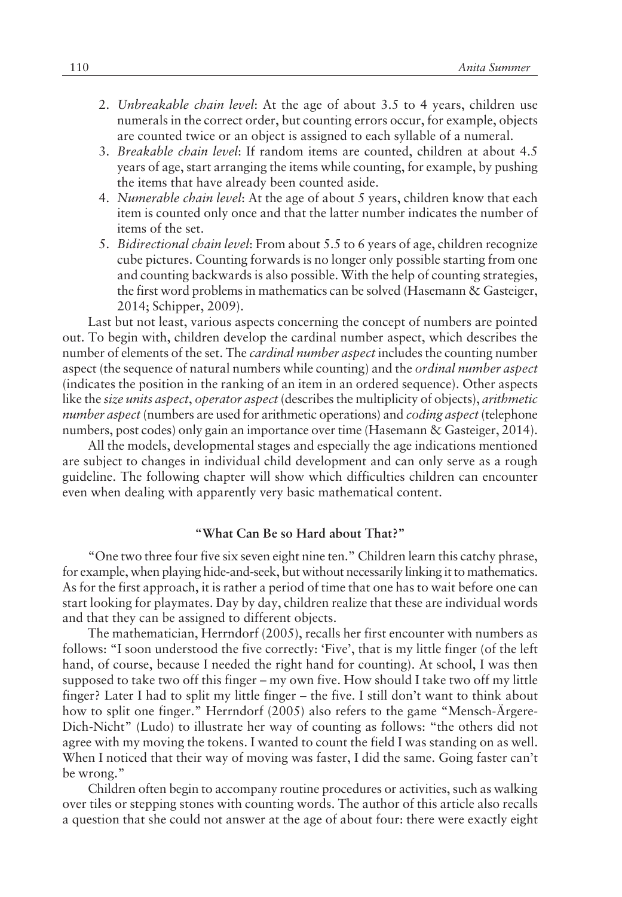2. *Unbreakable chain level*: At the age of about 3.5 to 4 years, children use numerals in the correct order, but counting errors occur, for example, objects are counted twice or an object is assigned to each syllable of a numeral.
3. *Breakable chain level*: If random items are counted, children at about 4.5 years of age, start arranging the items while counting, for example, by pushing the items that have already been counted aside.
4. *Numerable chain level*: At the age of about 5 years, children know that each item is counted only once and that the latter number indicates the number of items of the set.
5. *Bidirectional chain level*: From about 5.5 to 6 years of age, children recognize cube pictures. Counting forwards is no longer only possible starting from one and counting backwards is also possible. With the help of counting strategies, the first word problems in mathematics can be solved (Hasemann & Gasteiger, 2014; Schipper, 2009).

Last but not least, various aspects concerning the concept of numbers are pointed out. To begin with, children develop the cardinal number aspect, which describes the number of elements of the set. The *cardinal number aspect* includes the counting number aspect (the sequence of natural numbers while counting) and the *ordinal number aspect* (indicates the position in the ranking of an item in an ordered sequence). Other aspects like the *size units aspect*, *operator aspect* (describes the multiplicity of objects), *arithmetic number aspect* (numbers are used for arithmetic operations) and *coding aspect* (telephone numbers, post codes) only gain an importance over time (Hasemann & Gasteiger, 2014).

All the models, developmental stages and especially the age indications mentioned are subject to changes in individual child development and can only serve as a rough guideline. The following chapter will show which difficulties children can encounter even when dealing with apparently very basic mathematical content.

## "What Can Be so Hard about That?"

"One two three four five six seven eight nine ten." Children learn this catchy phrase, for example, when playing hide-and-seek, but without necessarily linking it to mathematics. As for the first approach, it is rather a period of time that one has to wait before one can start looking for playmates. Day by day, children realize that these are individual words and that they can be assigned to different objects.

The mathematician, Herrndorf (2005), recalls her first encounter with numbers as follows: "I soon understood the five correctly: 'Five', that is my little finger (of the left hand, of course, because I needed the right hand for counting). At school, I was then supposed to take two off this finger – my own five. How should I take two off my little finger? Later I had to split my little finger – the five. I still don't want to think about how to split one finger." Herrndorf (2005) also refers to the game "Mensch-Ärgere-Dich-Nicht" (Ludo) to illustrate her way of counting as follows: "the others did not agree with my moving the tokens. I wanted to count the field I was standing on as well. When I noticed that their way of moving was faster, I did the same. Going faster can't be wrong."

Children often begin to accompany routine procedures or activities, such as walking over tiles or stepping stones with counting words. The author of this article also recalls a question that she could not answer at the age of about four: there were exactly eight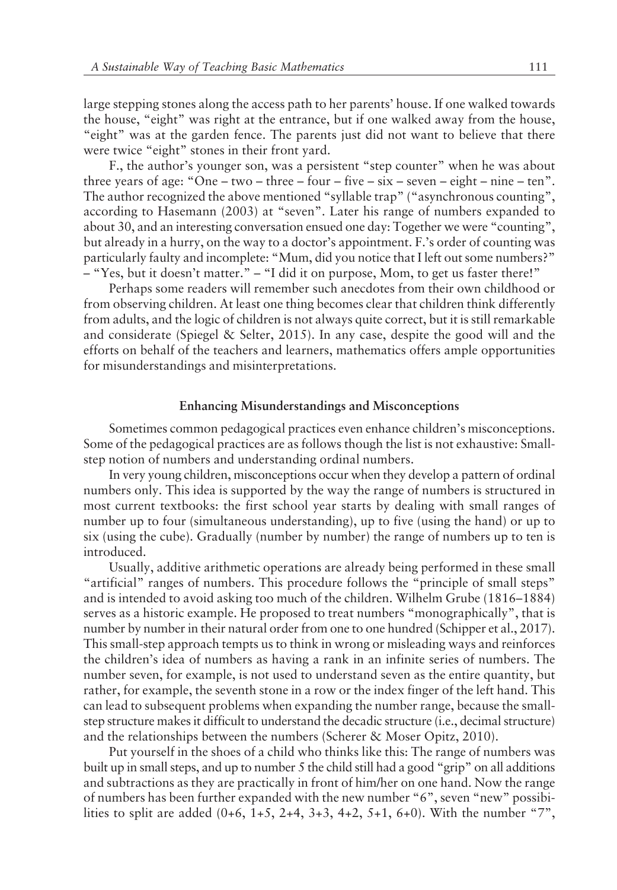large stepping stones along the access path to her parents' house. If one walked towards the house, "eight" was right at the entrance, but if one walked away from the house, "eight" was at the garden fence. The parents just did not want to believe that there were twice "eight" stones in their front yard.

F., the author's younger son, was a persistent "step counter" when he was about three years of age: "One – two – three – four – five – six – seven – eight – nine – ten". The author recognized the above mentioned "syllable trap" ("asynchronous counting", according to Hasemann (2003) at "seven". Later his range of numbers expanded to about 30, and an interesting conversation ensued one day: Together we were "counting", but already in a hurry, on the way to a doctor's appointment. F.'s order of counting was particularly faulty and incomplete: "Mum, did you notice that I left out some numbers?" – "Yes, but it doesn't matter." – "I did it on purpose, Mom, to get us faster there!"

Perhaps some readers will remember such anecdotes from their own childhood or from observing children. At least one thing becomes clear that children think differently from adults, and the logic of children is not always quite correct, but it is still remarkable and considerate (Spiegel & Selter, 2015). In any case, despite the good will and the efforts on behalf of the teachers and learners, mathematics offers ample opportunities for misunderstandings and misinterpretations.

## Enhancing Misunderstandings and Misconceptions

Sometimes common pedagogical practices even enhance children's misconceptions. Some of the pedagogical practices are as follows though the list is not exhaustive: Small-step notion of numbers and understanding ordinal numbers.

In very young children, misconceptions occur when they develop a pattern of ordinal numbers only. This idea is supported by the way the range of numbers is structured in most current textbooks: the first school year starts by dealing with small ranges of number up to four (simultaneous understanding), up to five (using the hand) or up to six (using the cube). Gradually (number by number) the range of numbers up to ten is introduced.

Usually, additive arithmetic operations are already being performed in these small "artificial" ranges of numbers. This procedure follows the "principle of small steps" and is intended to avoid asking too much of the children. Wilhelm Grube (1816–1884) serves as a historic example. He proposed to treat numbers "monographically", that is number by number in their natural order from one to one hundred (Schipper et al., 2017). This small-step approach tempts us to think in wrong or misleading ways and reinforces the children's idea of numbers as having a rank in an infinite series of numbers. The number seven, for example, is not used to understand seven as the entire quantity, but rather, for example, the seventh stone in a row or the index finger of the left hand. This can lead to subsequent problems when expanding the number range, because the small-step structure makes it difficult to understand the decadic structure (i.e., decimal structure) and the relationships between the numbers (Scherer & Moser Opitz, 2010).

Put yourself in the shoes of a child who thinks like this: The range of numbers was built up in small steps, and up to number 5 the child still had a good "grip" on all additions and subtractions as they are practically in front of him/her on one hand. Now the range of numbers has been further expanded with the new number "6", seven "new" possibilities to split are added (0+6, 1+5, 2+4, 3+3, 4+2, 5+1, 6+0). With the number "7",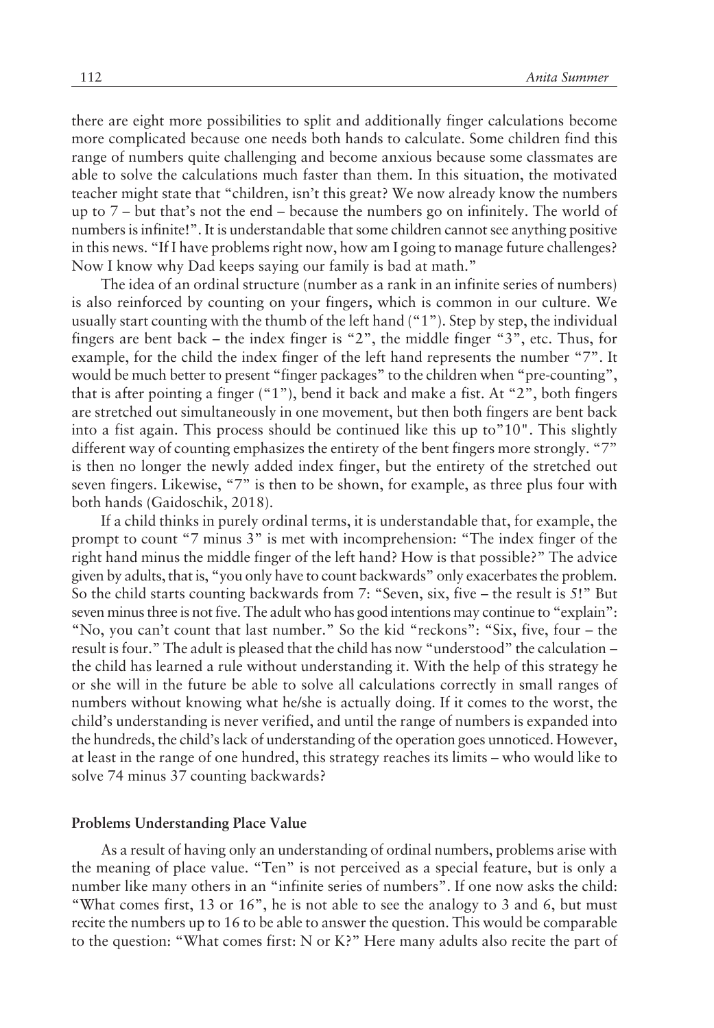there are eight more possibilities to split and additionally finger calculations become more complicated because one needs both hands to calculate. Some children find this range of numbers quite challenging and become anxious because some classmates are able to solve the calculations much faster than them. In this situation, the motivated teacher might state that "children, isn't this great? We now already know the numbers up to 7 – but that's not the end – because the numbers go on infinitely. The world of numbers is infinite!". It is understandable that some children cannot see anything positive in this news. "If I have problems right now, how am I going to manage future challenges? Now I know why Dad keeps saying our family is bad at math."

The idea of an ordinal structure (number as a rank in an infinite series of numbers) is also reinforced by counting on your fingers, which is common in our culture. We usually start counting with the thumb of the left hand ("1"). Step by step, the individual fingers are bent back – the index finger is "2", the middle finger "3", etc. Thus, for example, for the child the index finger of the left hand represents the number "7". It would be much better to present "finger packages" to the children when "pre-counting", that is after pointing a finger ("1"), bend it back and make a fist. At "2", both fingers are stretched out simultaneously in one movement, but then both fingers are bent back into a fist again. This process should be continued like this up to"10". This slightly different way of counting emphasizes the entirety of the bent fingers more strongly. "7" is then no longer the newly added index finger, but the entirety of the stretched out seven fingers. Likewise, "7" is then to be shown, for example, as three plus four with both hands (Gaidoschik, 2018).

If a child thinks in purely ordinal terms, it is understandable that, for example, the prompt to count "7 minus 3" is met with incomprehension: "The index finger of the right hand minus the middle finger of the left hand? How is that possible?" The advice given by adults, that is, "you only have to count backwards" only exacerbates the problem. So the child starts counting backwards from 7: "Seven, six, five – the result is 5!" But seven minus three is not five. The adult who has good intentions may continue to "explain": "No, you can't count that last number." So the kid "reckons": "Six, five, four – the result is four." The adult is pleased that the child has now "understood" the calculation – the child has learned a rule without understanding it. With the help of this strategy he or she will in the future be able to solve all calculations correctly in small ranges of numbers without knowing what he/she is actually doing. If it comes to the worst, the child's understanding is never verified, and until the range of numbers is expanded into the hundreds, the child's lack of understanding of the operation goes unnoticed. However, at least in the range of one hundred, this strategy reaches its limits – who would like to solve 74 minus 37 counting backwards?

### Problems Understanding Place Value

As a result of having only an understanding of ordinal numbers, problems arise with the meaning of place value. "Ten" is not perceived as a special feature, but is only a number like many others in an "infinite series of numbers". If one now asks the child: "What comes first, 13 or 16", he is not able to see the analogy to 3 and 6, but must recite the numbers up to 16 to be able to answer the question. This would be comparable to the question: "What comes first: N or K?" Here many adults also recite the part of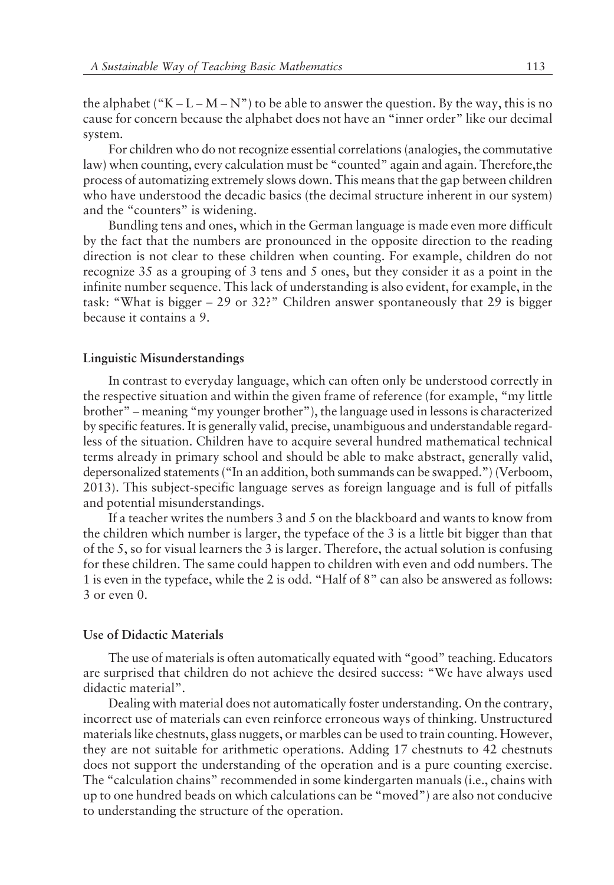the alphabet ("K – L – M – N") to be able to answer the question. By the way, this is no cause for concern because the alphabet does not have an "inner order" like our decimal system.

For children who do not recognize essential correlations (analogies, the commutative law) when counting, every calculation must be "counted" again and again. Therefore,the process of automatizing extremely slows down. This means that the gap between children who have understood the decadic basics (the decimal structure inherent in our system) and the "counters" is widening.

Bundling tens and ones, which in the German language is made even more difficult by the fact that the numbers are pronounced in the opposite direction to the reading direction is not clear to these children when counting. For example, children do not recognize 35 as a grouping of 3 tens and 5 ones, but they consider it as a point in the infinite number sequence. This lack of understanding is also evident, for example, in the task: "What is bigger – 29 or 32?" Children answer spontaneously that 29 is bigger because it contains a 9.

#### Linguistic Misunderstandings

In contrast to everyday language, which can often only be understood correctly in the respective situation and within the given frame of reference (for example, "my little brother" – meaning "my younger brother"), the language used in lessons is characterized by specific features. It is generally valid, precise, unambiguous and understandable regardless of the situation. Children have to acquire several hundred mathematical technical terms already in primary school and should be able to make abstract, generally valid, depersonalized statements ("In an addition, both summands can be swapped.") (Verboom, 2013). This subject-specific language serves as foreign language and is full of pitfalls and potential misunderstandings.

If a teacher writes the numbers 3 and 5 on the blackboard and wants to know from the children which number is larger, the typeface of the 3 is a little bit bigger than that of the 5, so for visual learners the 3 is larger. Therefore, the actual solution is confusing for these children. The same could happen to children with even and odd numbers. The 1 is even in the typeface, while the 2 is odd. "Half of 8" can also be answered as follows: 3 or even 0.

#### Use of Didactic Materials

The use of materials is often automatically equated with "good" teaching. Educators are surprised that children do not achieve the desired success: "We have always used didactic material".

Dealing with material does not automatically foster understanding. On the contrary, incorrect use of materials can even reinforce erroneous ways of thinking. Unstructured materials like chestnuts, glass nuggets, or marbles can be used to train counting. However, they are not suitable for arithmetic operations. Adding 17 chestnuts to 42 chestnuts does not support the understanding of the operation and is a pure counting exercise. The "calculation chains" recommended in some kindergarten manuals (i.e., chains with up to one hundred beads on which calculations can be "moved") are also not conducive to understanding the structure of the operation.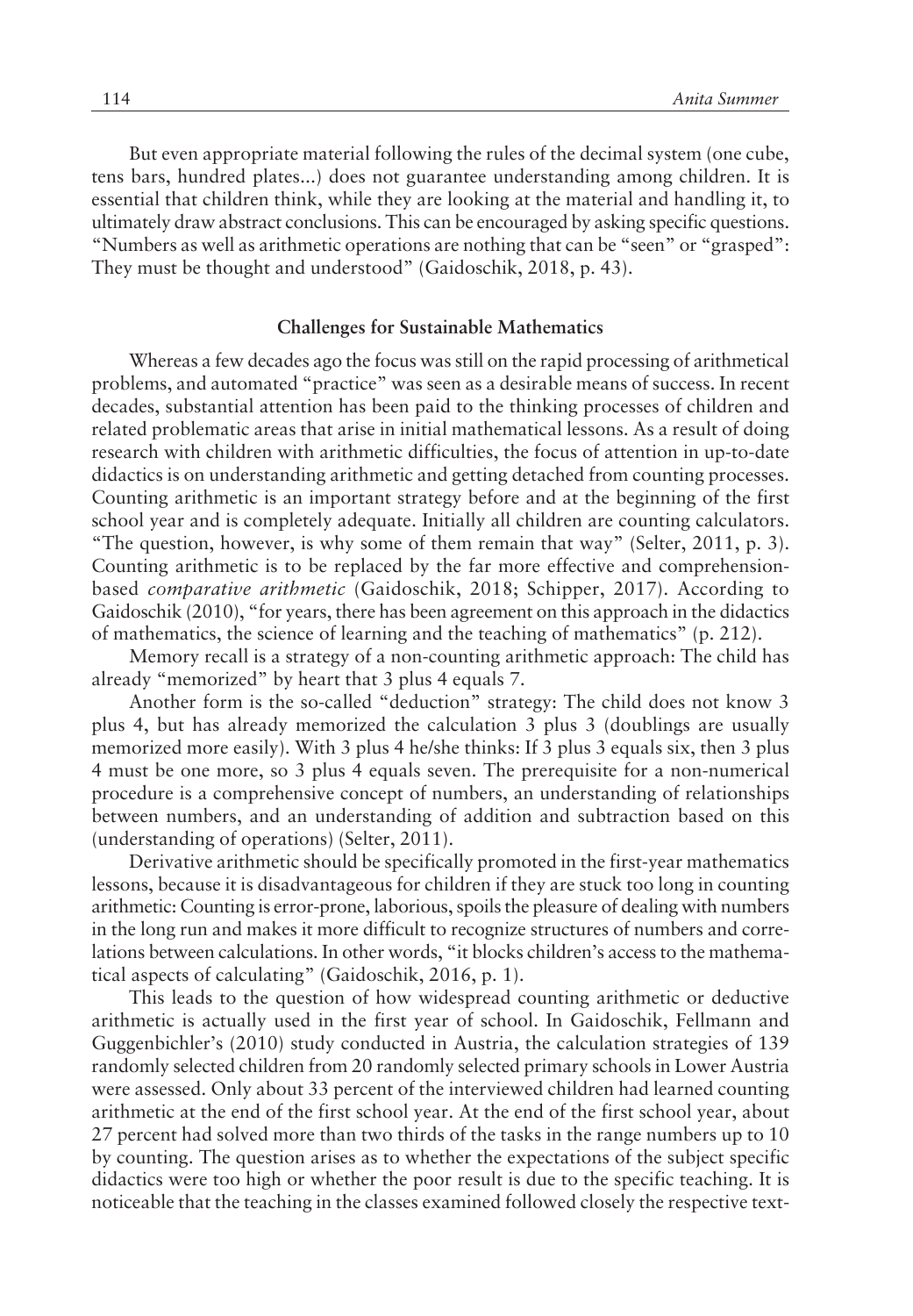But even appropriate material following the rules of the decimal system (one cube, tens bars, hundred plates...) does not guarantee understanding among children. It is essential that children think, while they are looking at the material and handling it, to ultimately draw abstract conclusions. This can be encouraged by asking specific questions. "Numbers as well as arithmetic operations are nothing that can be "seen" or "grasped": They must be thought and understood" (Gaidoschik, 2018, p. 43).

## Challenges for Sustainable Mathematics

Whereas a few decades ago the focus was still on the rapid processing of arithmetical problems, and automated "practice" was seen as a desirable means of success. In recent decades, substantial attention has been paid to the thinking processes of children and related problematic areas that arise in initial mathematical lessons. As a result of doing research with children with arithmetic difficulties, the focus of attention in up-to-date didactics is on understanding arithmetic and getting detached from counting processes. Counting arithmetic is an important strategy before and at the beginning of the first school year and is completely adequate. Initially all children are counting calculators. "The question, however, is why some of them remain that way" (Selter, 2011, p. 3). Counting arithmetic is to be replaced by the far more effective and comprehension-based *comparative arithmetic* (Gaidoschik, 2018; Schipper, 2017). According to Gaidoschik (2010), "for years, there has been agreement on this approach in the didactics of mathematics, the science of learning and the teaching of mathematics" (p. 212).

Memory recall is a strategy of a non-counting arithmetic approach: The child has already "memorized" by heart that 3 plus 4 equals 7.

Another form is the so-called "deduction" strategy: The child does not know 3 plus 4, but has already memorized the calculation 3 plus 3 (doublings are usually memorized more easily). With 3 plus 4 he/she thinks: If 3 plus 3 equals six, then 3 plus 4 must be one more, so 3 plus 4 equals seven. The prerequisite for a non-numerical procedure is a comprehensive concept of numbers, an understanding of relationships between numbers, and an understanding of addition and subtraction based on this (understanding of operations) (Selter, 2011).

Derivative arithmetic should be specifically promoted in the first-year mathematics lessons, because it is disadvantageous for children if they are stuck too long in counting arithmetic: Counting is error-prone, laborious, spoils the pleasure of dealing with numbers in the long run and makes it more difficult to recognize structures of numbers and correlations between calculations. In other words, "it blocks children's access to the mathematical aspects of calculating" (Gaidoschik, 2016, p. 1).

This leads to the question of how widespread counting arithmetic or deductive arithmetic is actually used in the first year of school. In Gaidoschik, Fellmann and Guggenbichler's (2010) study conducted in Austria, the calculation strategies of 139 randomly selected children from 20 randomly selected primary schools in Lower Austria were assessed. Only about 33 percent of the interviewed children had learned counting arithmetic at the end of the first school year. At the end of the first school year, about 27 percent had solved more than two thirds of the tasks in the range numbers up to 10 by counting. The question arises as to whether the expectations of the subject specific didactics were too high or whether the poor result is due to the specific teaching. It is noticeable that the teaching in the classes examined followed closely the respective text-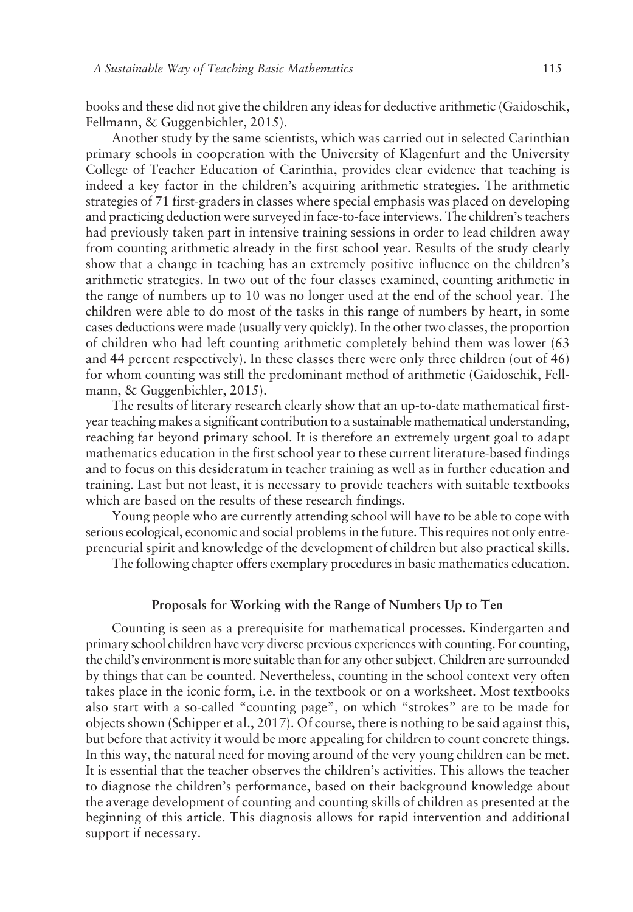books and these did not give the children any ideas for deductive arithmetic (Gaidoschik, Fellmann, & Guggenbichler, 2015).

Another study by the same scientists, which was carried out in selected Carinthian primary schools in cooperation with the University of Klagenfurt and the University College of Teacher Education of Carinthia, provides clear evidence that teaching is indeed a key factor in the children's acquiring arithmetic strategies. The arithmetic strategies of 71 first-graders in classes where special emphasis was placed on developing and practicing deduction were surveyed in face-to-face interviews. The children's teachers had previously taken part in intensive training sessions in order to lead children away from counting arithmetic already in the first school year. Results of the study clearly show that a change in teaching has an extremely positive influence on the children's arithmetic strategies. In two out of the four classes examined, counting arithmetic in the range of numbers up to 10 was no longer used at the end of the school year. The children were able to do most of the tasks in this range of numbers by heart, in some cases deductions were made (usually very quickly). In the other two classes, the proportion of children who had left counting arithmetic completely behind them was lower (63 and 44 percent respectively). In these classes there were only three children (out of 46) for whom counting was still the predominant method of arithmetic (Gaidoschik, Fellmann, & Guggenbichler, 2015).

The results of literary research clearly show that an up-to-date mathematical first-year teaching makes a significant contribution to a sustainable mathematical understanding, reaching far beyond primary school. It is therefore an extremely urgent goal to adapt mathematics education in the first school year to these current literature-based findings and to focus on this desideratum in teacher training as well as in further education and training. Last but not least, it is necessary to provide teachers with suitable textbooks which are based on the results of these research findings.

Young people who are currently attending school will have to be able to cope with serious ecological, economic and social problems in the future. This requires not only entrepreneurial spirit and knowledge of the development of children but also practical skills.

The following chapter offers exemplary procedures in basic mathematics education.

## Proposals for Working with the Range of Numbers Up to Ten

Counting is seen as a prerequisite for mathematical processes. Kindergarten and primary school children have very diverse previous experiences with counting. For counting, the child's environment is more suitable than for any other subject. Children are surrounded by things that can be counted. Nevertheless, counting in the school context very often takes place in the iconic form, i.e. in the textbook or on a worksheet. Most textbooks also start with a so-called "counting page", on which "strokes" are to be made for objects shown (Schipper et al., 2017). Of course, there is nothing to be said against this, but before that activity it would be more appealing for children to count concrete things. In this way, the natural need for moving around of the very young children can be met. It is essential that the teacher observes the children's activities. This allows the teacher to diagnose the children's performance, based on their background knowledge about the average development of counting and counting skills of children as presented at the beginning of this article. This diagnosis allows for rapid intervention and additional support if necessary.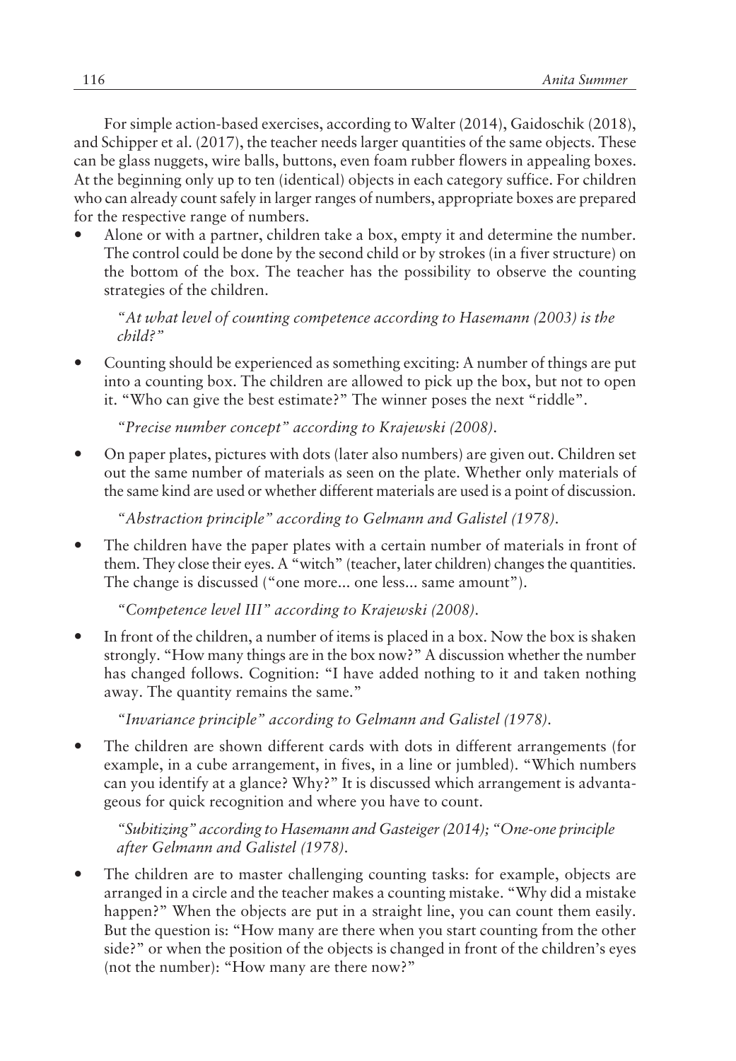For simple action-based exercises, according to Walter (2014), Gaidoschik (2018), and Schipper et al. (2017), the teacher needs larger quantities of the same objects. These can be glass nuggets, wire balls, buttons, even foam rubber flowers in appealing boxes. At the beginning only up to ten (identical) objects in each category suffice. For children who can already count safely in larger ranges of numbers, appropriate boxes are prepared for the respective range of numbers.

- Alone or with a partner, children take a box, empty it and determine the number. The control could be done by the second child or by strokes (in a fiver structure) on the bottom of the box. The teacher has the possibility to observe the counting strategies of the children.

  *"At what level of counting competence according to Hasemann (2003) is the child?"*

- Counting should be experienced as something exciting: A number of things are put into a counting box. The children are allowed to pick up the box, but not to open it. "Who can give the best estimate?" The winner poses the next "riddle".

  *"Precise number concept" according to Krajewski (2008).*

- On paper plates, pictures with dots (later also numbers) are given out. Children set out the same number of materials as seen on the plate. Whether only materials of the same kind are used or whether different materials are used is a point of discussion.

  *"Abstraction principle" according to Gelmann and Galistel (1978).*

- The children have the paper plates with a certain number of materials in front of them. They close their eyes. A "witch" (teacher, later children) changes the quantities. The change is discussed ("one more... one less... same amount").

  *"Competence level III" according to Krajewski (2008).*

- In front of the children, a number of items is placed in a box. Now the box is shaken strongly. "How many things are in the box now?" A discussion whether the number has changed follows. Cognition: "I have added nothing to it and taken nothing away. The quantity remains the same."

  *"Invariance principle" according to Gelmann and Galistel (1978).*

- The children are shown different cards with dots in different arrangements (for example, in a cube arrangement, in fives, in a line or jumbled). "Which numbers can you identify at a glance? Why?" It is discussed which arrangement is advantageous for quick recognition and where you have to count.

  *"Subitizing" according to Hasemann and Gasteiger (2014); "One-one principle after Gelmann and Galistel (1978).*

- The children are to master challenging counting tasks: for example, objects are arranged in a circle and the teacher makes a counting mistake. "Why did a mistake happen?" When the objects are put in a straight line, you can count them easily. But the question is: "How many are there when you start counting from the other side?" or when the position of the objects is changed in front of the children's eyes (not the number): "How many are there now?"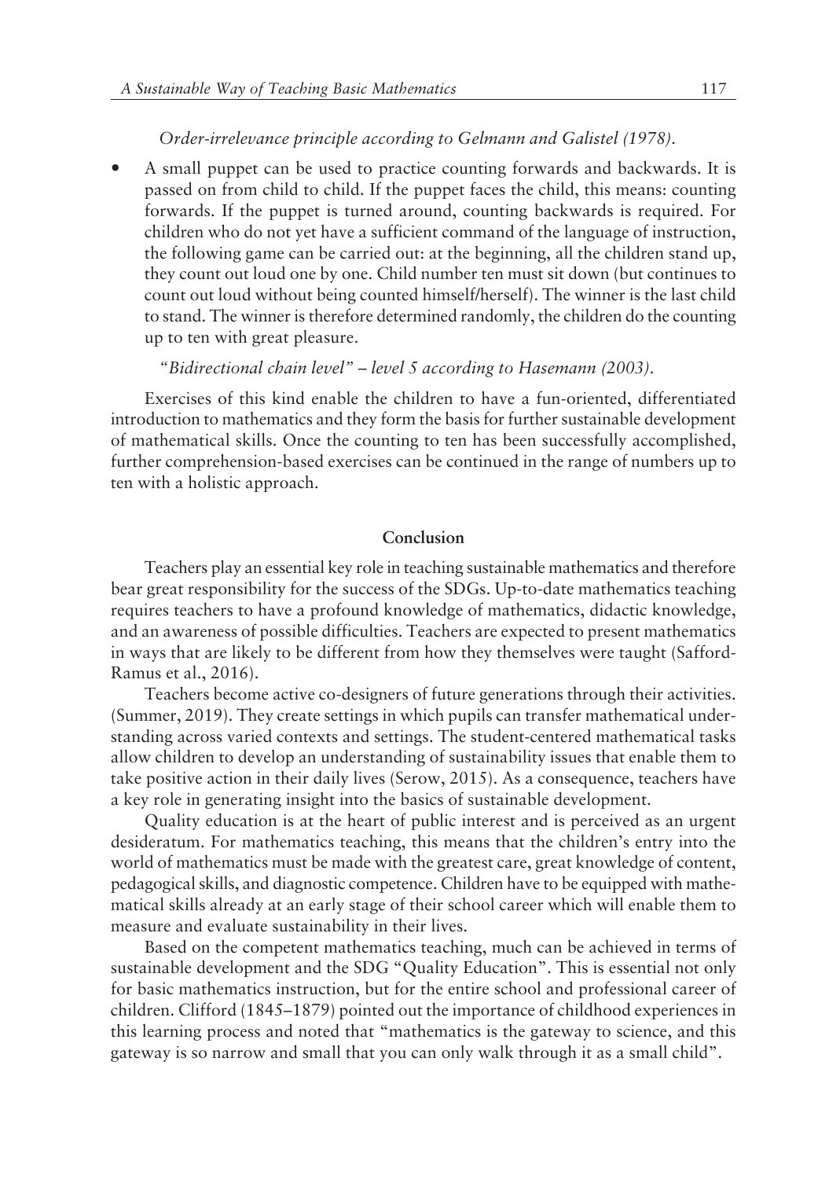*Order-irrelevance principle according to Gelmann and Galistel (1978).*

- A small puppet can be used to practice counting forwards and backwards. It is passed on from child to child. If the puppet faces the child, this means: counting forwards. If the puppet is turned around, counting backwards is required. For children who do not yet have a sufficient command of the language of instruction, the following game can be carried out: at the beginning, all the children stand up, they count out loud one by one. Child number ten must sit down (but continues to count out loud without being counted himself/herself). The winner is the last child to stand. The winner is therefore determined randomly, the children do the counting up to ten with great pleasure.

*"Bidirectional chain level" – level 5 according to Hasemann (2003).*

Exercises of this kind enable the children to have a fun-oriented, differentiated introduction to mathematics and they form the basis for further sustainable development of mathematical skills. Once the counting to ten has been successfully accomplished, further comprehension-based exercises can be continued in the range of numbers up to ten with a holistic approach.

## Conclusion

Teachers play an essential key role in teaching sustainable mathematics and therefore bear great responsibility for the success of the SDGs. Up-to-date mathematics teaching requires teachers to have a profound knowledge of mathematics, didactic knowledge, and an awareness of possible difficulties. Teachers are expected to present mathematics in ways that are likely to be different from how they themselves were taught (Safford-Ramus et al., 2016).

Teachers become active co-designers of future generations through their activities. (Summer, 2019). They create settings in which pupils can transfer mathematical understanding across varied contexts and settings. The student-centered mathematical tasks allow children to develop an understanding of sustainability issues that enable them to take positive action in their daily lives (Serow, 2015). As a consequence, teachers have a key role in generating insight into the basics of sustainable development.

Quality education is at the heart of public interest and is perceived as an urgent desideratum. For mathematics teaching, this means that the children's entry into the world of mathematics must be made with the greatest care, great knowledge of content, pedagogical skills, and diagnostic competence. Children have to be equipped with mathematical skills already at an early stage of their school career which will enable them to measure and evaluate sustainability in their lives.

Based on the competent mathematics teaching, much can be achieved in terms of sustainable development and the SDG "Quality Education". This is essential not only for basic mathematics instruction, but for the entire school and professional career of children. Clifford (1845–1879) pointed out the importance of childhood experiences in this learning process and noted that "mathematics is the gateway to science, and this gateway is so narrow and small that you can only walk through it as a small child".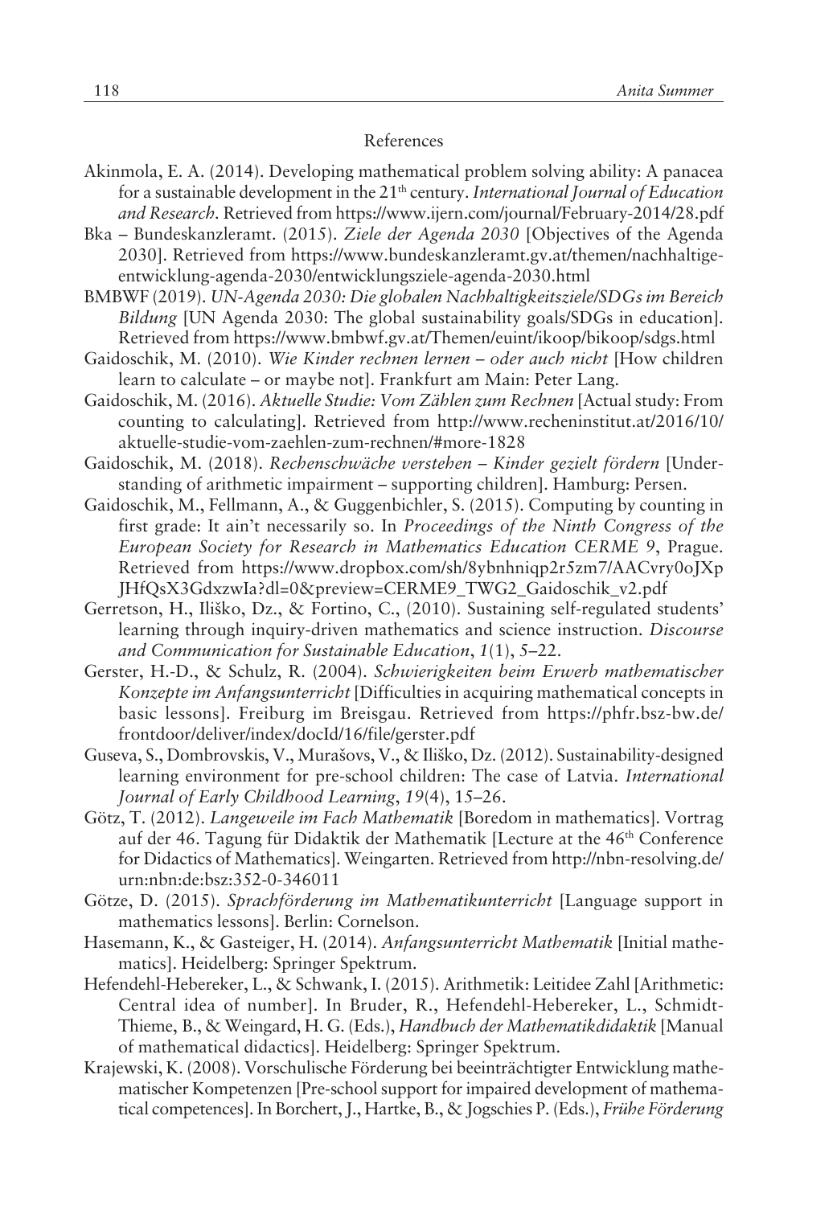## References

Akinmola, E. A. (2014). Developing mathematical problem solving ability: A panacea for a sustainable development in the 21th century. *International Journal of Education and Research*. Retrieved from https://www.ijern.com/journal/February-2014/28.pdf

Bka – Bundeskanzleramt. (2015). *Ziele der Agenda 2030* [Objectives of the Agenda 2030]. Retrieved from https://www.bundeskanzleramt.gv.at/themen/nachhaltige-entwicklung-agenda-2030/entwicklungsziele-agenda-2030.html

BMBWF (2019). *UN-Agenda 2030: Die globalen Nachhaltigkeitsziele/SDGs im Bereich Bildung* [UN Agenda 2030: The global sustainability goals/SDGs in education]. Retrieved from https://www.bmbwf.gv.at/Themen/euint/ikoop/bikoop/sdgs.html

Gaidoschik, M. (2010). *Wie Kinder rechnen lernen – oder auch nicht* [How children learn to calculate – or maybe not]. Frankfurt am Main: Peter Lang.

Gaidoschik, M. (2016). *Aktuelle Studie: Vom Zählen zum Rechnen* [Actual study: From counting to calculating]. Retrieved from http://www.recheninstitut.at/2016/10/aktuelle-studie-vom-zaehlen-zum-rechnen/#more-1828

Gaidoschik, M. (2018). *Rechenschwäche verstehen – Kinder gezielt fördern* [Understanding of arithmetic impairment – supporting children]. Hamburg: Persen.

Gaidoschik, M., Fellmann, A., & Guggenbichler, S. (2015). Computing by counting in first grade: It ain't necessarily so. In *Proceedings of the Ninth Congress of the European Society for Research in Mathematics Education CERME 9*, Prague. Retrieved from https://www.dropbox.com/sh/8ybnhniqp2r5zm7/AACvry0oJXpJHfQsX3GdxzwIa?dl=0&preview=CERME9_TWG2_Gaidoschik_v2.pdf

Gerretson, H., Iliško, Dz., & Fortino, C., (2010). Sustaining self-regulated students' learning through inquiry-driven mathematics and science instruction. *Discourse and Communication for Sustainable Education*, *1*(1), 5–22.

Gerster, H.-D., & Schulz, R. (2004). *Schwierigkeiten beim Erwerb mathematischer Konzepte im Anfangsunterricht* [Difficulties in acquiring mathematical concepts in basic lessons]. Freiburg im Breisgau. Retrieved from https://phfr.bsz-bw.de/frontdoor/deliver/index/docId/16/file/gerster.pdf

Guseva, S., Dombrovskis, V., Murašovs, V., & Iliško, Dz. (2012). Sustainability-designed learning environment for pre-school children: The case of Latvia. *International Journal of Early Childhood Learning*, *19*(4), 15–26.

Götz, T. (2012). *Langeweile im Fach Mathematik* [Boredom in mathematics]. Vortrag auf der 46. Tagung für Didaktik der Mathematik [Lecture at the 46th Conference for Didactics of Mathematics]. Weingarten. Retrieved from http://nbn-resolving.de/urn:nbn:de:bsz:352-0-346011

Götze, D. (2015). *Sprachförderung im Mathematikunterricht* [Language support in mathematics lessons]. Berlin: Cornelson.

Hasemann, K., & Gasteiger, H. (2014). *Anfangsunterricht Mathematik* [Initial mathematics]. Heidelberg: Springer Spektrum.

Hefendehl-Hebereker, L., & Schwank, I. (2015). Arithmetik: Leitidee Zahl [Arithmetic: Central idea of number]. In Bruder, R., Hefendehl-Hebereker, L., Schmidt-Thieme, B., & Weingard, H. G. (Eds.), *Handbuch der Mathematikdidaktik* [Manual of mathematical didactics]. Heidelberg: Springer Spektrum.

Krajewski, K. (2008). Vorschulische Förderung bei beeinträchtigter Entwicklung mathematischer Kompetenzen [Pre-school support for impaired development of mathematical competences]. In Borchert, J., Hartke, B., & Jogschies P. (Eds.), *Frühe Förderung*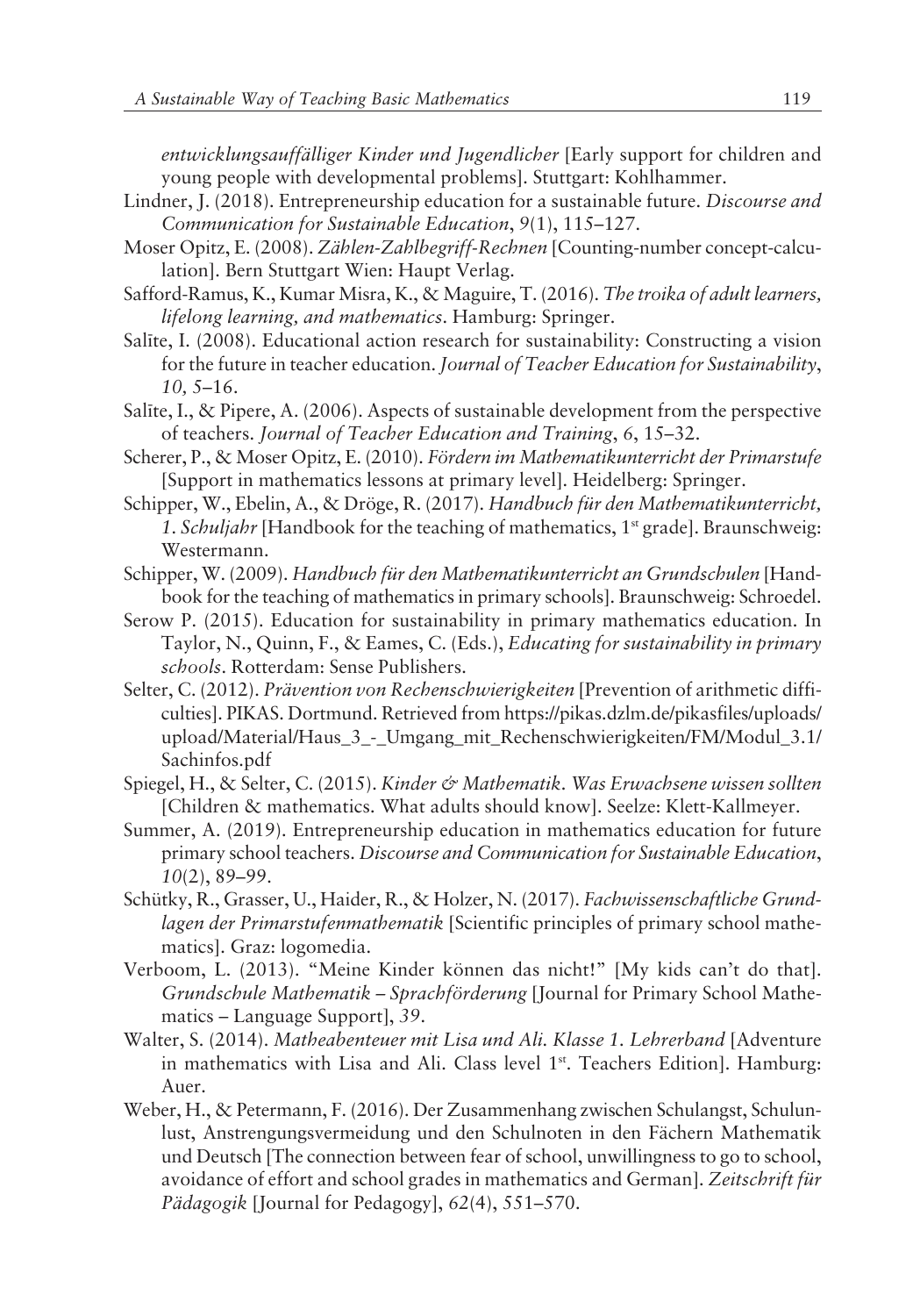*entwicklungsauffälliger Kinder und Jugendlicher* [Early support for children and young people with developmental problems]. Stuttgart: Kohlhammer.

Lindner, J. (2018). Entrepreneurship education for a sustainable future. *Discourse and Communication for Sustainable Education*, *9*(1), 115–127.

Moser Opitz, E. (2008). *Zählen-Zahlbegriff-Rechnen* [Counting-number concept-calculation]. Bern Stuttgart Wien: Haupt Verlag.

Safford-Ramus, K., Kumar Misra, K., & Maguire, T. (2016). *The troika of adult learners, lifelong learning, and mathematics*. Hamburg: Springer.

Salīte, I. (2008). Educational action research for sustainability: Constructing a vision for the future in teacher education. *Journal of Teacher Education for Sustainability*, *10,* 5–16.

Salīte, I., & Pipere, A. (2006). Aspects of sustainable development from the perspective of teachers. *Journal of Teacher Education and Training*, *6*, 15–32.

Scherer, P., & Moser Opitz, E. (2010). *Fördern im Mathematikunterricht der Primarstufe* [Support in mathematics lessons at primary level]. Heidelberg: Springer.

Schipper, W., Ebelin, A., & Dröge, R. (2017). *Handbuch für den Mathematikunterricht, 1. Schuljahr* [Handbook for the teaching of mathematics, 1st grade]. Braunschweig: Westermann.

Schipper, W. (2009). *Handbuch für den Mathematikunterricht an Grundschulen* [Handbook for the teaching of mathematics in primary schools]. Braunschweig: Schroedel.

Serow P. (2015). Education for sustainability in primary mathematics education. In Taylor, N., Quinn, F., & Eames, C. (Eds.), *Educating for sustainability in primary schools*. Rotterdam: Sense Publishers.

Selter, C. (2012). *Prävention von Rechenschwierigkeiten* [Prevention of arithmetic difficulties]. PIKAS. Dortmund. Retrieved from https://pikas.dzlm.de/pikasfiles/uploads/upload/Material/Haus_3_-_Umgang_mit_Rechenschwierigkeiten/FM/Modul_3.1/Sachinfos.pdf

Spiegel, H., & Selter, C. (2015). *Kinder & Mathematik. Was Erwachsene wissen sollten* [Children & mathematics. What adults should know]. Seelze: Klett-Kallmeyer.

Summer, A. (2019). Entrepreneurship education in mathematics education for future primary school teachers. *Discourse and Communication for Sustainable Education*, *10*(2), 89–99.

Schütky, R., Grasser, U., Haider, R., & Holzer, N. (2017). *Fachwissenschaftliche Grundlagen der Primarstufenmathematik* [Scientific principles of primary school mathematics]. Graz: logomedia.

Verboom, L. (2013). "Meine Kinder können das nicht!" [My kids can't do that]. *Grundschule Mathematik – Sprachförderung* [Journal for Primary School Mathematics – Language Support], *39*.

Walter, S. (2014). *Matheabenteuer mit Lisa und Ali. Klasse 1. Lehrerband* [Adventure in mathematics with Lisa and Ali. Class level 1st. Teachers Edition]. Hamburg: Auer.

Weber, H., & Petermann, F. (2016). Der Zusammenhang zwischen Schulangst, Schulunlust, Anstrengungsvermeidung und den Schulnoten in den Fächern Mathematik und Deutsch [The connection between fear of school, unwillingness to go to school, avoidance of effort and school grades in mathematics and German]. *Zeitschrift für Pädagogik* [Journal for Pedagogy], *62*(4), 551–570.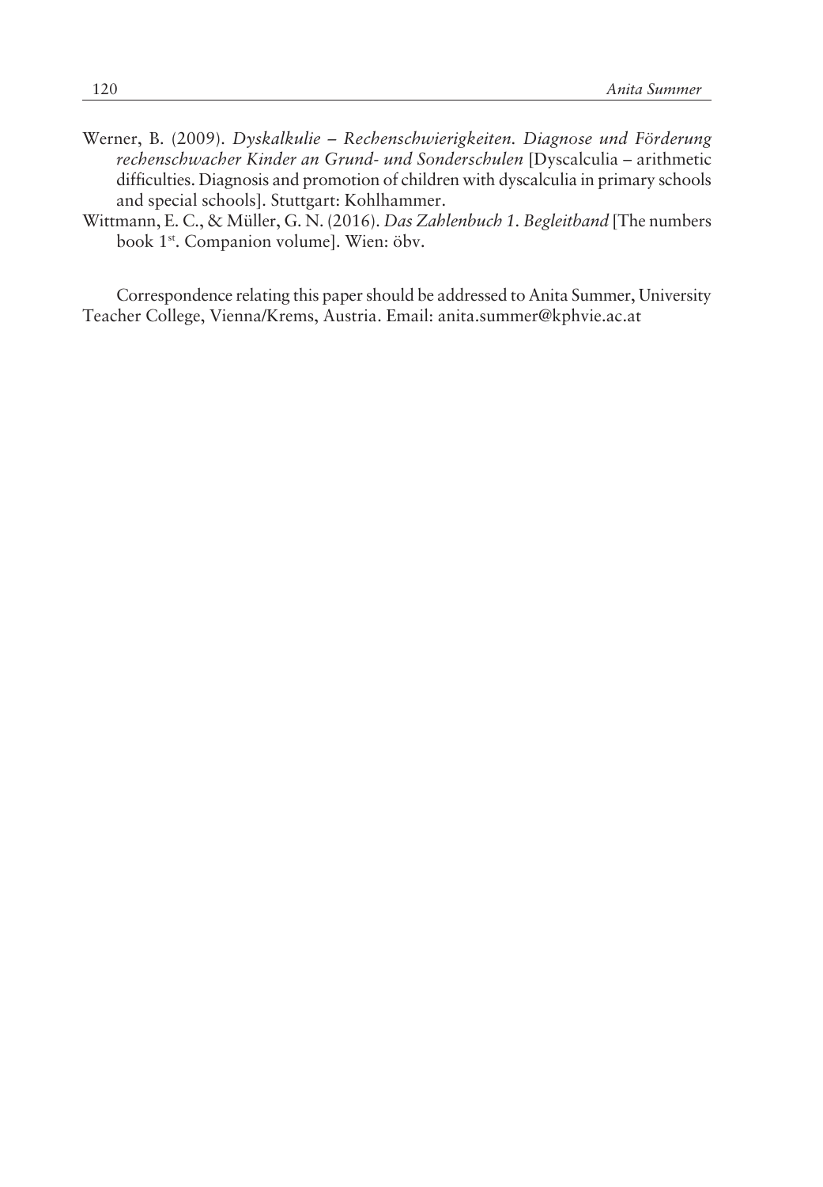Werner, B. (2009). *Dyskalkulie – Rechenschwierigkeiten. Diagnose und Förderung rechenschwacher Kinder an Grund- und Sonderschulen* [Dyscalculia – arithmetic difficulties. Diagnosis and promotion of children with dyscalculia in primary schools and special schools]. Stuttgart: Kohlhammer.

Wittmann, E. C., & Müller, G. N. (2016). *Das Zahlenbuch 1. Begleitband* [The numbers book 1st. Companion volume]. Wien: öbv.

Correspondence relating this paper should be addressed to Anita Summer, University Teacher College, Vienna/Krems, Austria. Email: anita.summer@kphvie.ac.at